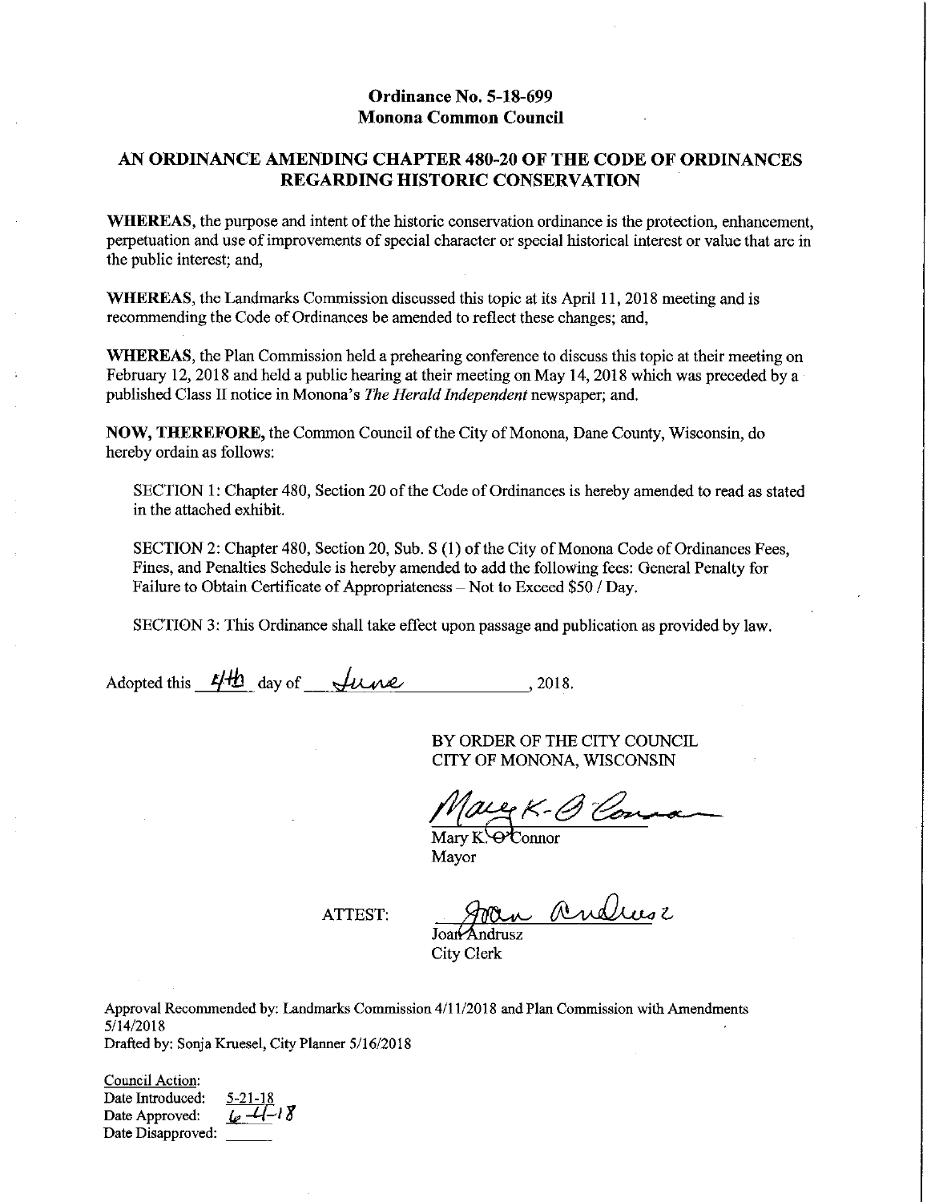# Ordinance No. 5-18-699
## Monona Common Council

## AN ORDINANCE AMENDING CHAPTER 480-20 OF THE CODE OF ORDINANCES REGARDING HISTORIC CONSERVATION

**WHEREAS**, the purpose and intent of the historic conservation ordinance is the protection, enhancement, perpetuation and use of improvements of special character or special historical interest or value that are in the public interest; and,

**WHEREAS**, the Landmarks Commission discussed this topic at its April 11, 2018 meeting and is recommending the Code of Ordinances be amended to reflect these changes; and,

**WHEREAS**, the Plan Commission held a prehearing conference to discuss this topic at their meeting on February 12, 2018 and held a public hearing at their meeting on May 14, 2018 which was preceded by a published Class II notice in Monona's *The Herald Independent* newspaper; and.

**NOW, THEREFORE,** the Common Council of the City of Monona, Dane County, Wisconsin, do hereby ordain as follows:

SECTION 1: Chapter 480, Section 20 of the Code of Ordinances is hereby amended to read as stated in the attached exhibit.

SECTION 2: Chapter 480, Section 20, Sub. S (1) of the City of Monona Code of Ordinances Fees, Fines, and Penalties Schedule is hereby amended to add the following fees: General Penalty for Failure to Obtain Certificate of Appropriateness – Not to Exceed $50 / Day.

SECTION 3: This Ordinance shall take effect upon passage and publication as provided by law.

Adopted this 4th day of June, 2018.

BY ORDER OF THE CITY COUNCIL
CITY OF MONONA, WISCONSIN

Mary K. O'Connor
Mayor

ATTEST:

Joan Andrusz
City Clerk

Approval Recommended by: Landmarks Commission 4/11/2018 and Plan Commission with Amendments 5/14/2018
Drafted by: Sonja Kruesel, City Planner 5/16/2018

Council Action:
Date Introduced: 5-21-18
Date Approved: 6-4-18
Date Disapproved: ______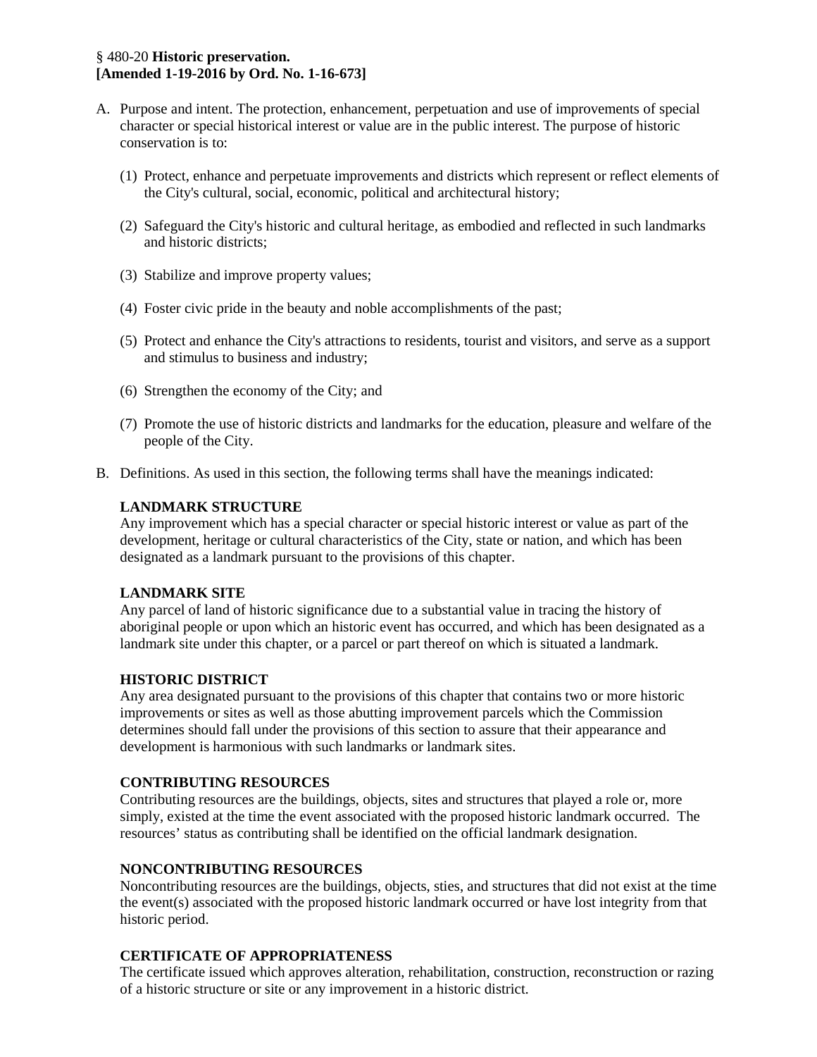§ 480-20 **Historic preservation.**
**[Amended 1-19-2016 by Ord. No. 1-16-673]**

A. Purpose and intent. The protection, enhancement, perpetuation and use of improvements of special character or special historical interest or value are in the public interest. The purpose of historic conservation is to:

   (1) Protect, enhance and perpetuate improvements and districts which represent or reflect elements of the City's cultural, social, economic, political and architectural history;

   (2) Safeguard the City's historic and cultural heritage, as embodied and reflected in such landmarks and historic districts;

   (3) Stabilize and improve property values;

   (4) Foster civic pride in the beauty and noble accomplishments of the past;

   (5) Protect and enhance the City's attractions to residents, tourist and visitors, and serve as a support and stimulus to business and industry;

   (6) Strengthen the economy of the City; and

   (7) Promote the use of historic districts and landmarks for the education, pleasure and welfare of the people of the City.

B. Definitions. As used in this section, the following terms shall have the meanings indicated:

   **LANDMARK STRUCTURE**
   Any improvement which has a special character or special historic interest or value as part of the development, heritage or cultural characteristics of the City, state or nation, and which has been designated as a landmark pursuant to the provisions of this chapter.

   **LANDMARK SITE**
   Any parcel of land of historic significance due to a substantial value in tracing the history of aboriginal people or upon which an historic event has occurred, and which has been designated as a landmark site under this chapter, or a parcel or part thereof on which is situated a landmark.

   **HISTORIC DISTRICT**
   Any area designated pursuant to the provisions of this chapter that contains two or more historic improvements or sites as well as those abutting improvement parcels which the Commission determines should fall under the provisions of this section to assure that their appearance and development is harmonious with such landmarks or landmark sites.

   **CONTRIBUTING RESOURCES**
   Contributing resources are the buildings, objects, sites and structures that played a role or, more simply, existed at the time the event associated with the proposed historic landmark occurred. The resources' status as contributing shall be identified on the official landmark designation.

   **NONCONTRIBUTING RESOURCES**
   Noncontributing resources are the buildings, objects, sties, and structures that did not exist at the time the event(s) associated with the proposed historic landmark occurred or have lost integrity from that historic period.

   **CERTIFICATE OF APPROPRIATENESS**
   The certificate issued which approves alteration, rehabilitation, construction, reconstruction or razing of a historic structure or site or any improvement in a historic district.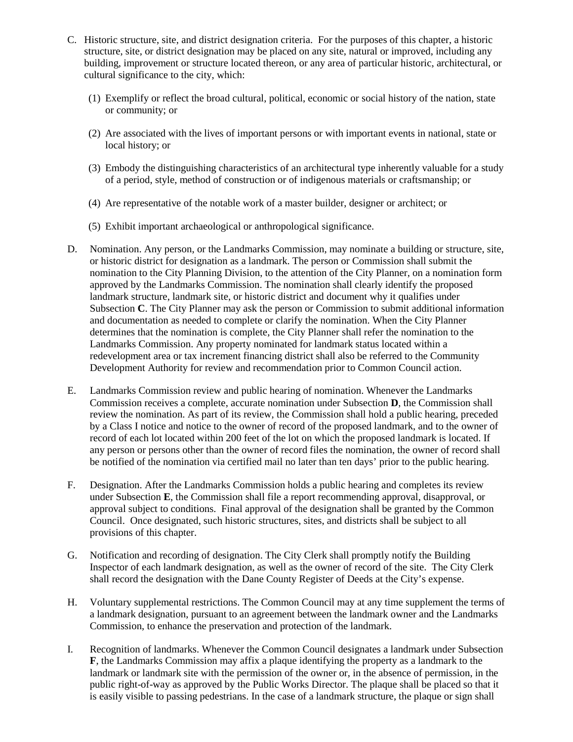C. Historic structure, site, and district designation criteria. For the purposes of this chapter, a historic structure, site, or district designation may be placed on any site, natural or improved, including any building, improvement or structure located thereon, or any area of particular historic, architectural, or cultural significance to the city, which:

   (1) Exemplify or reflect the broad cultural, political, economic or social history of the nation, state or community; or

   (2) Are associated with the lives of important persons or with important events in national, state or local history; or

   (3) Embody the distinguishing characteristics of an architectural type inherently valuable for a study of a period, style, method of construction or of indigenous materials or craftsmanship; or

   (4) Are representative of the notable work of a master builder, designer or architect; or

   (5) Exhibit important archaeological or anthropological significance.

D. Nomination. Any person, or the Landmarks Commission, may nominate a building or structure, site, or historic district for designation as a landmark. The person or Commission shall submit the nomination to the City Planning Division, to the attention of the City Planner, on a nomination form approved by the Landmarks Commission. The nomination shall clearly identify the proposed landmark structure, landmark site, or historic district and document why it qualifies under Subsection **C**. The City Planner may ask the person or Commission to submit additional information and documentation as needed to complete or clarify the nomination. When the City Planner determines that the nomination is complete, the City Planner shall refer the nomination to the Landmarks Commission. Any property nominated for landmark status located within a redevelopment area or tax increment financing district shall also be referred to the Community Development Authority for review and recommendation prior to Common Council action.

E. Landmarks Commission review and public hearing of nomination. Whenever the Landmarks Commission receives a complete, accurate nomination under Subsection **D**, the Commission shall review the nomination. As part of its review, the Commission shall hold a public hearing, preceded by a Class I notice and notice to the owner of record of the proposed landmark, and to the owner of record of each lot located within 200 feet of the lot on which the proposed landmark is located. If any person or persons other than the owner of record files the nomination, the owner of record shall be notified of the nomination via certified mail no later than ten days' prior to the public hearing.

F. Designation. After the Landmarks Commission holds a public hearing and completes its review under Subsection **E**, the Commission shall file a report recommending approval, disapproval, or approval subject to conditions. Final approval of the designation shall be granted by the Common Council. Once designated, such historic structures, sites, and districts shall be subject to all provisions of this chapter.

G. Notification and recording of designation. The City Clerk shall promptly notify the Building Inspector of each landmark designation, as well as the owner of record of the site. The City Clerk shall record the designation with the Dane County Register of Deeds at the City's expense.

H. Voluntary supplemental restrictions. The Common Council may at any time supplement the terms of a landmark designation, pursuant to an agreement between the landmark owner and the Landmarks Commission, to enhance the preservation and protection of the landmark.

I. Recognition of landmarks. Whenever the Common Council designates a landmark under Subsection **F**, the Landmarks Commission may affix a plaque identifying the property as a landmark to the landmark or landmark site with the permission of the owner or, in the absence of permission, in the public right-of-way as approved by the Public Works Director. The plaque shall be placed so that it is easily visible to passing pedestrians. In the case of a landmark structure, the plaque or sign shall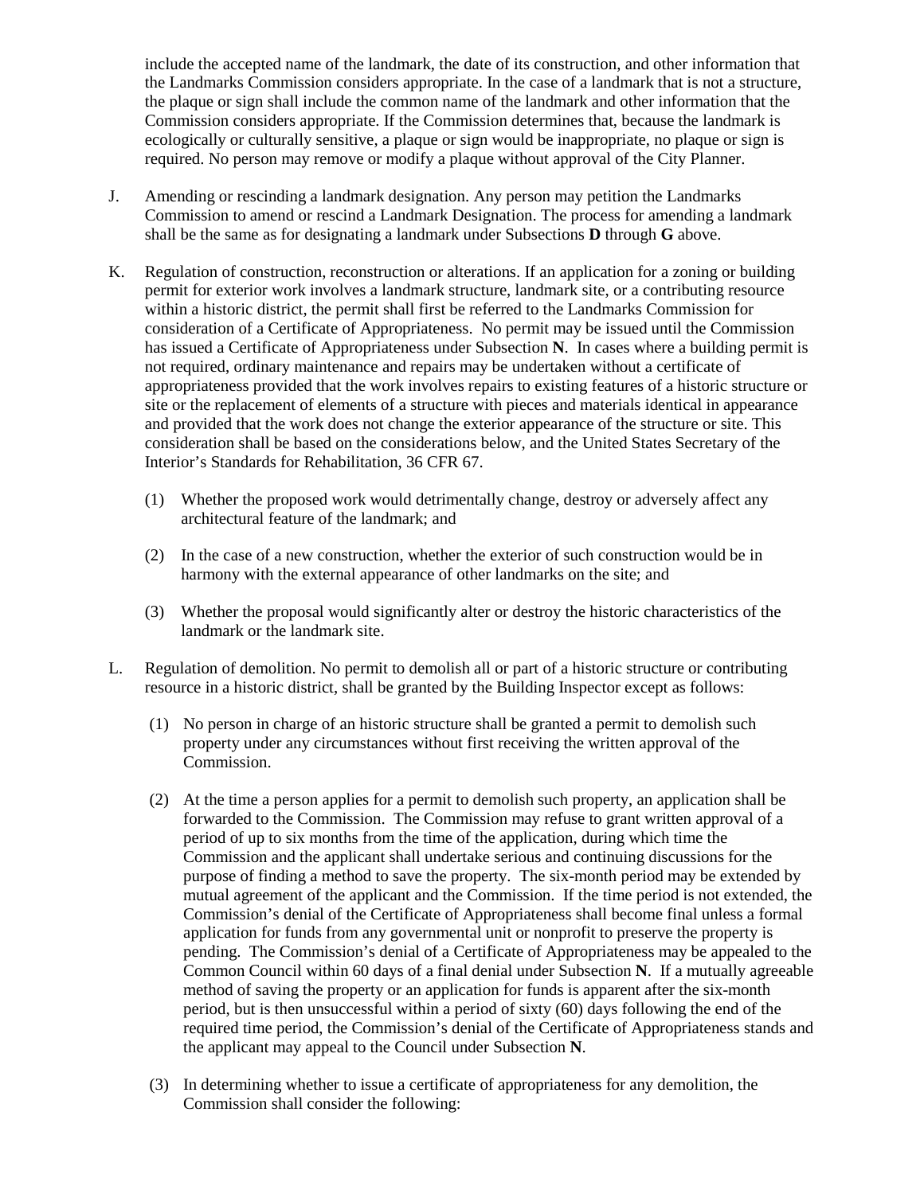include the accepted name of the landmark, the date of its construction, and other information that the Landmarks Commission considers appropriate. In the case of a landmark that is not a structure, the plaque or sign shall include the common name of the landmark and other information that the Commission considers appropriate. If the Commission determines that, because the landmark is ecologically or culturally sensitive, a plaque or sign would be inappropriate, no plaque or sign is required. No person may remove or modify a plaque without approval of the City Planner.

J. Amending or rescinding a landmark designation. Any person may petition the Landmarks Commission to amend or rescind a Landmark Designation. The process for amending a landmark shall be the same as for designating a landmark under Subsections **D** through **G** above.

K. Regulation of construction, reconstruction or alterations. If an application for a zoning or building permit for exterior work involves a landmark structure, landmark site, or a contributing resource within a historic district, the permit shall first be referred to the Landmarks Commission for consideration of a Certificate of Appropriateness. No permit may be issued until the Commission has issued a Certificate of Appropriateness under Subsection **N**. In cases where a building permit is not required, ordinary maintenance and repairs may be undertaken without a certificate of appropriateness provided that the work involves repairs to existing features of a historic structure or site or the replacement of elements of a structure with pieces and materials identical in appearance and provided that the work does not change the exterior appearance of the structure or site. This consideration shall be based on the considerations below, and the United States Secretary of the Interior's Standards for Rehabilitation, 36 CFR 67.

   (1) Whether the proposed work would detrimentally change, destroy or adversely affect any architectural feature of the landmark; and

   (2) In the case of a new construction, whether the exterior of such construction would be in harmony with the external appearance of other landmarks on the site; and

   (3) Whether the proposal would significantly alter or destroy the historic characteristics of the landmark or the landmark site.

L. Regulation of demolition. No permit to demolish all or part of a historic structure or contributing resource in a historic district, shall be granted by the Building Inspector except as follows:

   (1) No person in charge of an historic structure shall be granted a permit to demolish such property under any circumstances without first receiving the written approval of the Commission.

   (2) At the time a person applies for a permit to demolish such property, an application shall be forwarded to the Commission. The Commission may refuse to grant written approval of a period of up to six months from the time of the application, during which time the Commission and the applicant shall undertake serious and continuing discussions for the purpose of finding a method to save the property. The six-month period may be extended by mutual agreement of the applicant and the Commission. If the time period is not extended, the Commission's denial of the Certificate of Appropriateness shall become final unless a formal application for funds from any governmental unit or nonprofit to preserve the property is pending. The Commission's denial of a Certificate of Appropriateness may be appealed to the Common Council within 60 days of a final denial under Subsection **N**. If a mutually agreeable method of saving the property or an application for funds is apparent after the six-month period, but is then unsuccessful within a period of sixty (60) days following the end of the required time period, the Commission's denial of the Certificate of Appropriateness stands and the applicant may appeal to the Council under Subsection **N**.

   (3) In determining whether to issue a certificate of appropriateness for any demolition, the Commission shall consider the following: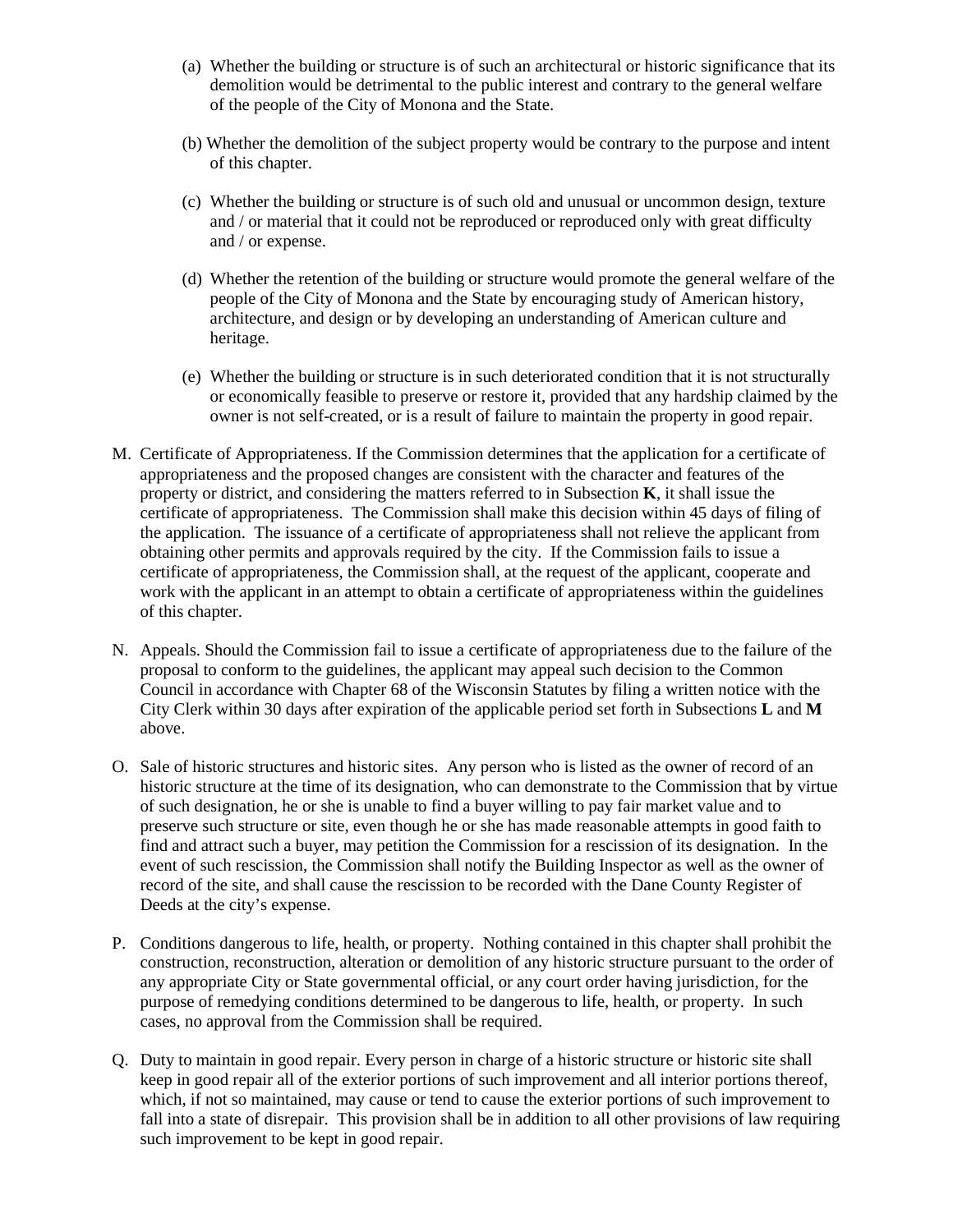(a) Whether the building or structure is of such an architectural or historic significance that its demolition would be detrimental to the public interest and contrary to the general welfare of the people of the City of Monona and the State.

(b) Whether the demolition of the subject property would be contrary to the purpose and intent of this chapter.

(c) Whether the building or structure is of such old and unusual or uncommon design, texture and / or material that it could not be reproduced or reproduced only with great difficulty and / or expense.

(d) Whether the retention of the building or structure would promote the general welfare of the people of the City of Monona and the State by encouraging study of American history, architecture, and design or by developing an understanding of American culture and heritage.

(e) Whether the building or structure is in such deteriorated condition that it is not structurally or economically feasible to preserve or restore it, provided that any hardship claimed by the owner is not self-created, or is a result of failure to maintain the property in good repair.

M. Certificate of Appropriateness. If the Commission determines that the application for a certificate of appropriateness and the proposed changes are consistent with the character and features of the property or district, and considering the matters referred to in Subsection **K**, it shall issue the certificate of appropriateness. The Commission shall make this decision within 45 days of filing of the application. The issuance of a certificate of appropriateness shall not relieve the applicant from obtaining other permits and approvals required by the city. If the Commission fails to issue a certificate of appropriateness, the Commission shall, at the request of the applicant, cooperate and work with the applicant in an attempt to obtain a certificate of appropriateness within the guidelines of this chapter.

N. Appeals. Should the Commission fail to issue a certificate of appropriateness due to the failure of the proposal to conform to the guidelines, the applicant may appeal such decision to the Common Council in accordance with Chapter 68 of the Wisconsin Statutes by filing a written notice with the City Clerk within 30 days after expiration of the applicable period set forth in Subsections **L** and **M** above.

O. Sale of historic structures and historic sites. Any person who is listed as the owner of record of an historic structure at the time of its designation, who can demonstrate to the Commission that by virtue of such designation, he or she is unable to find a buyer willing to pay fair market value and to preserve such structure or site, even though he or she has made reasonable attempts in good faith to find and attract such a buyer, may petition the Commission for a rescission of its designation. In the event of such rescission, the Commission shall notify the Building Inspector as well as the owner of record of the site, and shall cause the rescission to be recorded with the Dane County Register of Deeds at the city's expense.

P. Conditions dangerous to life, health, or property. Nothing contained in this chapter shall prohibit the construction, reconstruction, alteration or demolition of any historic structure pursuant to the order of any appropriate City or State governmental official, or any court order having jurisdiction, for the purpose of remedying conditions determined to be dangerous to life, health, or property. In such cases, no approval from the Commission shall be required.

Q. Duty to maintain in good repair. Every person in charge of a historic structure or historic site shall keep in good repair all of the exterior portions of such improvement and all interior portions thereof, which, if not so maintained, may cause or tend to cause the exterior portions of such improvement to fall into a state of disrepair. This provision shall be in addition to all other provisions of law requiring such improvement to be kept in good repair.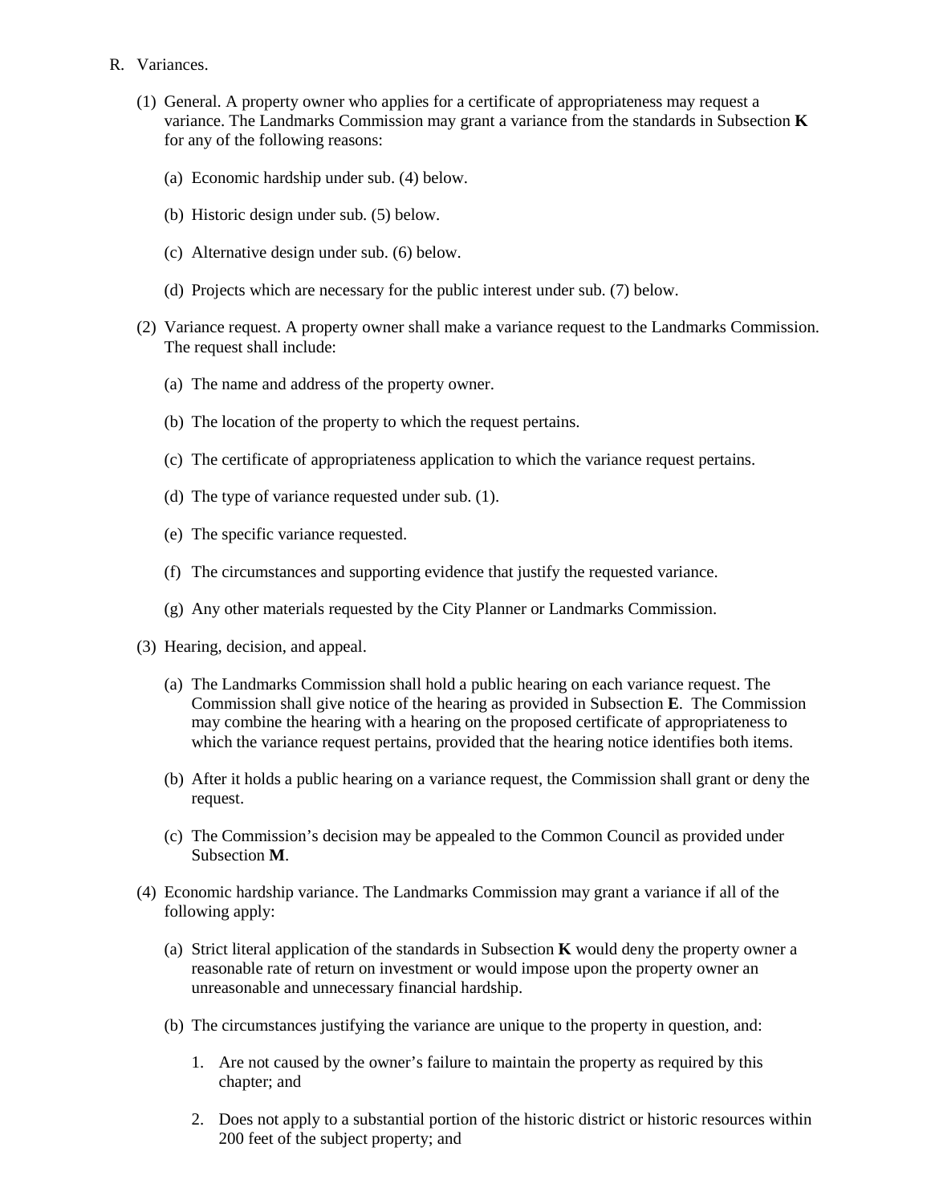R. Variances.

(1) General. A property owner who applies for a certificate of appropriateness may request a variance. The Landmarks Commission may grant a variance from the standards in Subsection **K** for any of the following reasons:

(a) Economic hardship under sub. (4) below.

(b) Historic design under sub. (5) below.

(c) Alternative design under sub. (6) below.

(d) Projects which are necessary for the public interest under sub. (7) below.

(2) Variance request. A property owner shall make a variance request to the Landmarks Commission. The request shall include:

(a) The name and address of the property owner.

(b) The location of the property to which the request pertains.

(c) The certificate of appropriateness application to which the variance request pertains.

(d) The type of variance requested under sub. (1).

(e) The specific variance requested.

(f) The circumstances and supporting evidence that justify the requested variance.

(g) Any other materials requested by the City Planner or Landmarks Commission.

(3) Hearing, decision, and appeal.

(a) The Landmarks Commission shall hold a public hearing on each variance request. The Commission shall give notice of the hearing as provided in Subsection **E**. The Commission may combine the hearing with a hearing on the proposed certificate of appropriateness to which the variance request pertains, provided that the hearing notice identifies both items.

(b) After it holds a public hearing on a variance request, the Commission shall grant or deny the request.

(c) The Commission's decision may be appealed to the Common Council as provided under Subsection **M**.

(4) Economic hardship variance. The Landmarks Commission may grant a variance if all of the following apply:

(a) Strict literal application of the standards in Subsection **K** would deny the property owner a reasonable rate of return on investment or would impose upon the property owner an unreasonable and unnecessary financial hardship.

(b) The circumstances justifying the variance are unique to the property in question, and:

1. Are not caused by the owner's failure to maintain the property as required by this chapter; and

2. Does not apply to a substantial portion of the historic district or historic resources within 200 feet of the subject property; and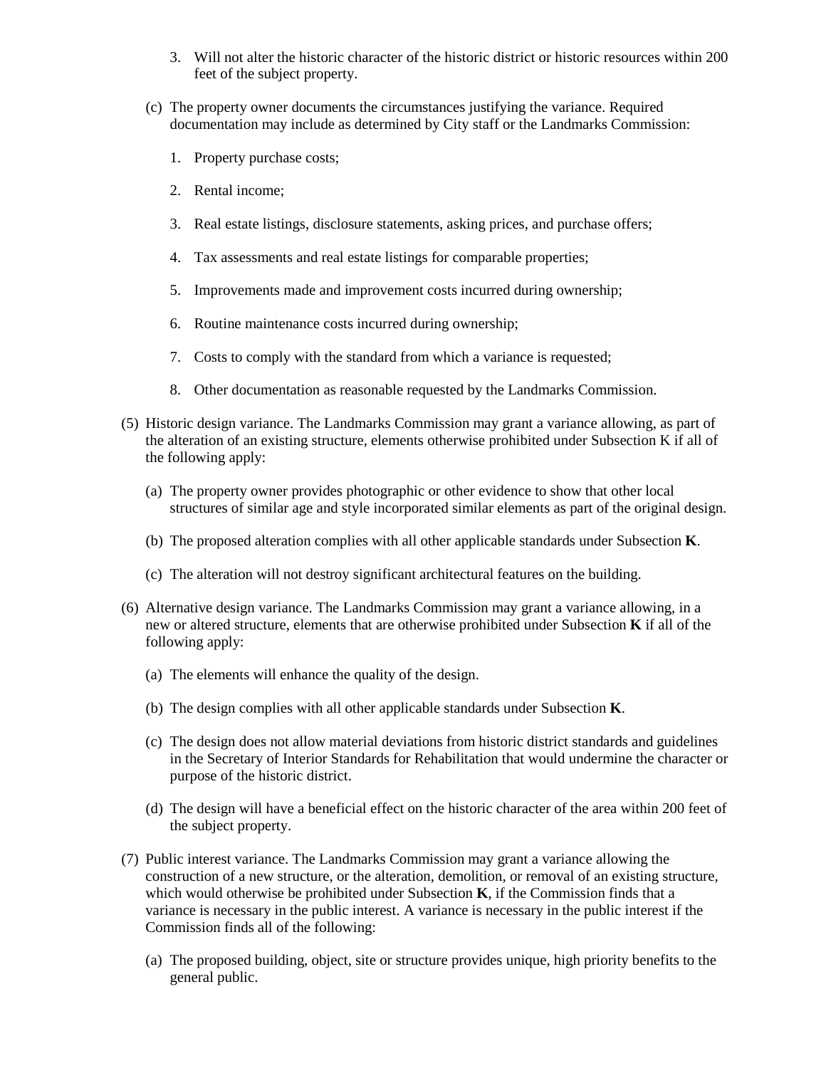3. Will not alter the historic character of the historic district or historic resources within 200 feet of the subject property.

(c) The property owner documents the circumstances justifying the variance. Required documentation may include as determined by City staff or the Landmarks Commission:

1. Property purchase costs;

2. Rental income;

3. Real estate listings, disclosure statements, asking prices, and purchase offers;

4. Tax assessments and real estate listings for comparable properties;

5. Improvements made and improvement costs incurred during ownership;

6. Routine maintenance costs incurred during ownership;

7. Costs to comply with the standard from which a variance is requested;

8. Other documentation as reasonable requested by the Landmarks Commission.

(5) Historic design variance. The Landmarks Commission may grant a variance allowing, as part of the alteration of an existing structure, elements otherwise prohibited under Subsection K if all of the following apply:

(a) The property owner provides photographic or other evidence to show that other local structures of similar age and style incorporated similar elements as part of the original design.

(b) The proposed alteration complies with all other applicable standards under Subsection **K**.

(c) The alteration will not destroy significant architectural features on the building.

(6) Alternative design variance. The Landmarks Commission may grant a variance allowing, in a new or altered structure, elements that are otherwise prohibited under Subsection **K** if all of the following apply:

(a) The elements will enhance the quality of the design.

(b) The design complies with all other applicable standards under Subsection **K**.

(c) The design does not allow material deviations from historic district standards and guidelines in the Secretary of Interior Standards for Rehabilitation that would undermine the character or purpose of the historic district.

(d) The design will have a beneficial effect on the historic character of the area within 200 feet of the subject property.

(7) Public interest variance. The Landmarks Commission may grant a variance allowing the construction of a new structure, or the alteration, demolition, or removal of an existing structure, which would otherwise be prohibited under Subsection **K**, if the Commission finds that a variance is necessary in the public interest. A variance is necessary in the public interest if the Commission finds all of the following:

(a) The proposed building, object, site or structure provides unique, high priority benefits to the general public.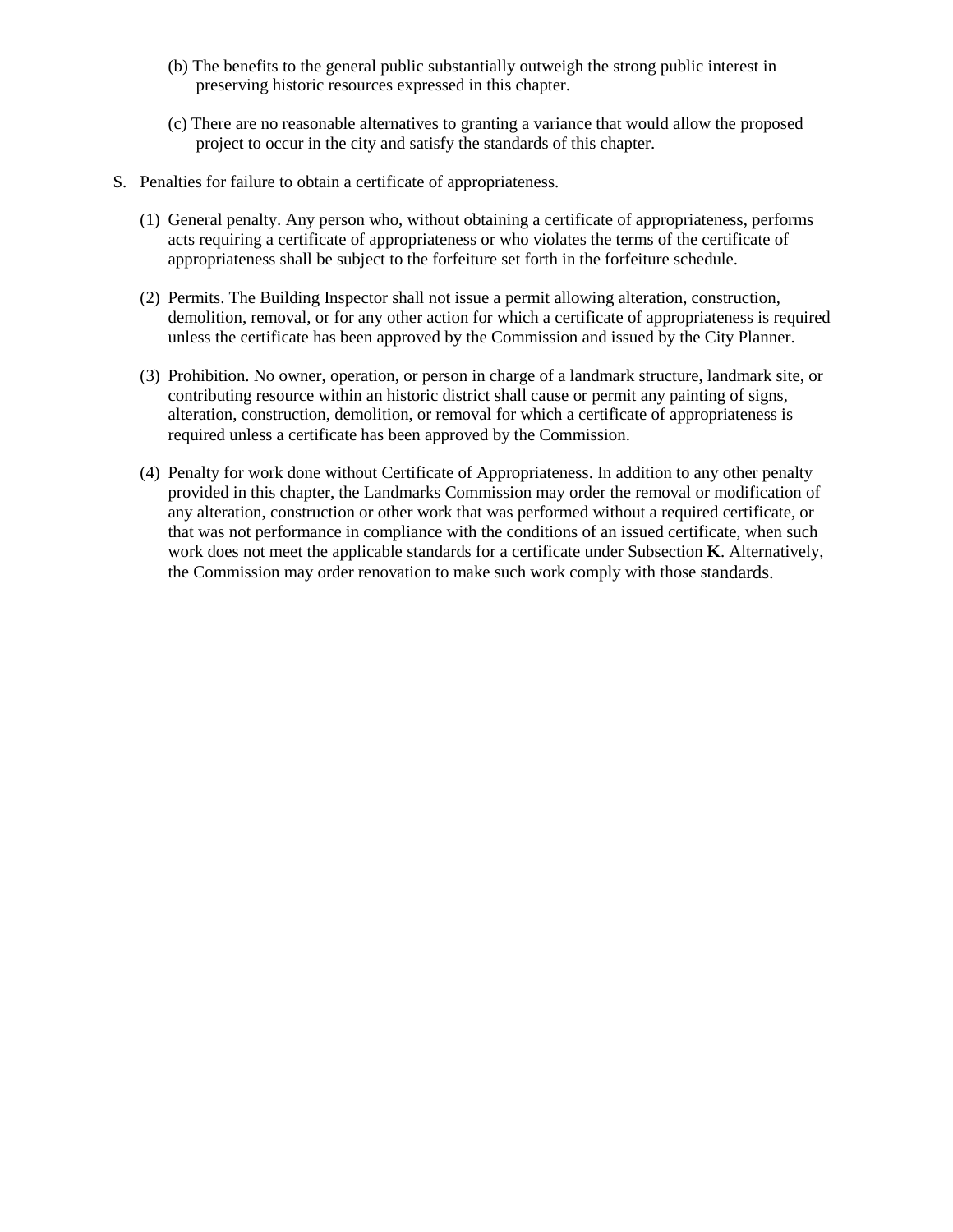(b) The benefits to the general public substantially outweigh the strong public interest in preserving historic resources expressed in this chapter.

(c) There are no reasonable alternatives to granting a variance that would allow the proposed project to occur in the city and satisfy the standards of this chapter.

S. Penalties for failure to obtain a certificate of appropriateness.

(1) General penalty. Any person who, without obtaining a certificate of appropriateness, performs acts requiring a certificate of appropriateness or who violates the terms of the certificate of appropriateness shall be subject to the forfeiture set forth in the forfeiture schedule.

(2) Permits. The Building Inspector shall not issue a permit allowing alteration, construction, demolition, removal, or for any other action for which a certificate of appropriateness is required unless the certificate has been approved by the Commission and issued by the City Planner.

(3) Prohibition. No owner, operation, or person in charge of a landmark structure, landmark site, or contributing resource within an historic district shall cause or permit any painting of signs, alteration, construction, demolition, or removal for which a certificate of appropriateness is required unless a certificate has been approved by the Commission.

(4) Penalty for work done without Certificate of Appropriateness. In addition to any other penalty provided in this chapter, the Landmarks Commission may order the removal or modification of any alteration, construction or other work that was performed without a required certificate, or that was not performance in compliance with the conditions of an issued certificate, when such work does not meet the applicable standards for a certificate under Subsection **K**. Alternatively, the Commission may order renovation to make such work comply with those standards.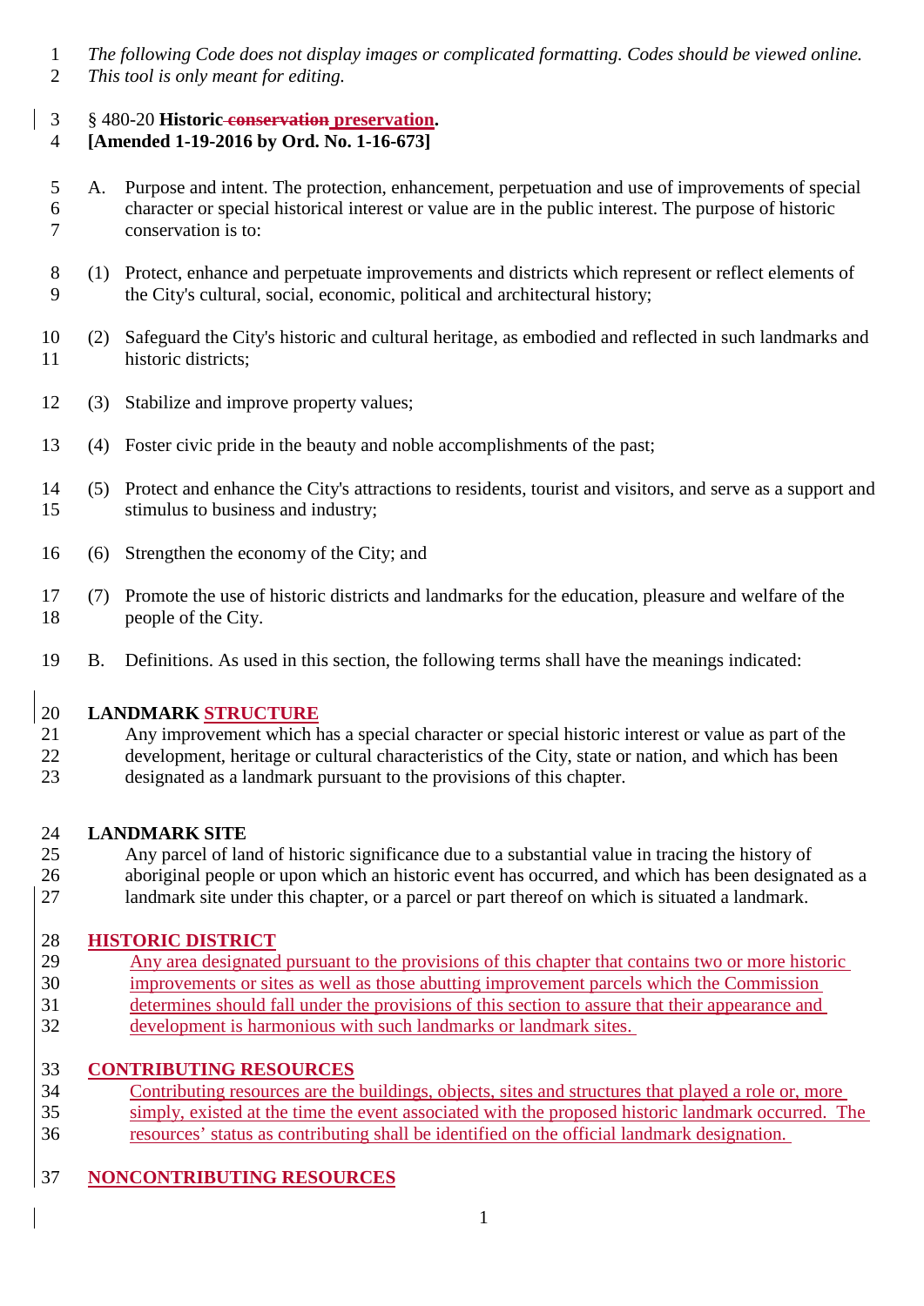*The following Code does not display images or complicated formatting. Codes should be viewed online. This tool is only meant for editing.*

§ 480-20 **Historic ~~conservation~~ preservation.**
**[Amended 1-19-2016 by Ord. No. 1-16-673]**

A. Purpose and intent. The protection, enhancement, perpetuation and use of improvements of special character or special historical interest or value are in the public interest. The purpose of historic conservation is to:

(1) Protect, enhance and perpetuate improvements and districts which represent or reflect elements of the City's cultural, social, economic, political and architectural history;

(2) Safeguard the City's historic and cultural heritage, as embodied and reflected in such landmarks and historic districts;

(3) Stabilize and improve property values;

(4) Foster civic pride in the beauty and noble accomplishments of the past;

(5) Protect and enhance the City's attractions to residents, tourist and visitors, and serve as a support and stimulus to business and industry;

(6) Strengthen the economy of the City; and

(7) Promote the use of historic districts and landmarks for the education, pleasure and welfare of the people of the City.

B. Definitions. As used in this section, the following terms shall have the meanings indicated:

**LANDMARK STRUCTURE**
Any improvement which has a special character or special historic interest or value as part of the development, heritage or cultural characteristics of the City, state or nation, and which has been designated as a landmark pursuant to the provisions of this chapter.

**LANDMARK SITE**
Any parcel of land of historic significance due to a substantial value in tracing the history of aboriginal people or upon which an historic event has occurred, and which has been designated as a landmark site under this chapter, or a parcel or part thereof on which is situated a landmark.

**HISTORIC DISTRICT**
Any area designated pursuant to the provisions of this chapter that contains two or more historic improvements or sites as well as those abutting improvement parcels which the Commission determines should fall under the provisions of this section to assure that their appearance and development is harmonious with such landmarks or landmark sites.

**CONTRIBUTING RESOURCES**
Contributing resources are the buildings, objects, sites and structures that played a role or, more simply, existed at the time the event associated with the proposed historic landmark occurred. The resources' status as contributing shall be identified on the official landmark designation.

**NONCONTRIBUTING RESOURCES**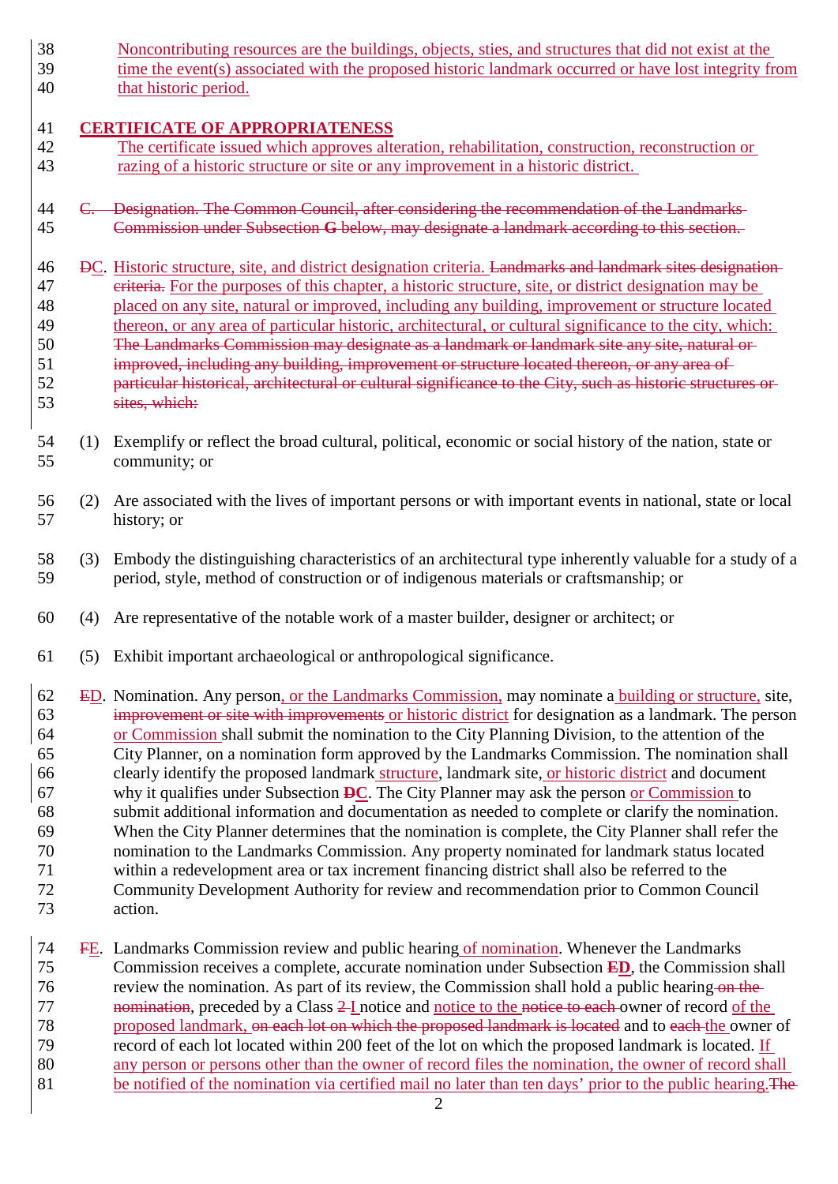Noncontributing resources are the buildings, objects, sties, and structures that did not exist at the time the event(s) associated with the proposed historic landmark occurred or have lost integrity from that historic period.

**CERTIFICATE OF APPROPRIATENESS**

The certificate issued which approves alteration, rehabilitation, construction, reconstruction or razing of a historic structure or site or any improvement in a historic district.

~~C. Designation. The Common Council, after considering the recommendation of the Landmarks Commission under Subsection **G** below, may designate a landmark according to this section.~~

~~D~~C. Historic structure, site, and district designation criteria. ~~Landmarks and landmark sites designation criteria.~~ For the purposes of this chapter, a historic structure, site, or district designation may be placed on any site, natural or improved, including any building, improvement or structure located thereon, or any area of particular historic, architectural, or cultural significance to the city, which: ~~The Landmarks Commission may designate as a landmark or landmark site any site, natural or improved, including any building, improvement or structure located thereon, or any area of particular historical, architectural or cultural significance to the City, such as historic structures or sites, which:~~

(1) Exemplify or reflect the broad cultural, political, economic or social history of the nation, state or community; or

(2) Are associated with the lives of important persons or with important events in national, state or local history; or

(3) Embody the distinguishing characteristics of an architectural type inherently valuable for a study of a period, style, method of construction or of indigenous materials or craftsmanship; or

(4) Are representative of the notable work of a master builder, designer or architect; or

(5) Exhibit important archaeological or anthropological significance.

~~E~~D. Nomination. Any person, or the Landmarks Commission, may nominate a building or structure, site, ~~improvement or site with improvements~~ or historic district for designation as a landmark. The person or Commission shall submit the nomination to the City Planning Division, to the attention of the City Planner, on a nomination form approved by the Landmarks Commission. The nomination shall clearly identify the proposed landmark structure, landmark site, or historic district and document why it qualifies under Subsection ~~D~~C. The City Planner may ask the person or Commission to submit additional information and documentation as needed to complete or clarify the nomination. When the City Planner determines that the nomination is complete, the City Planner shall refer the nomination to the Landmarks Commission. Any property nominated for landmark status located within a redevelopment area or tax increment financing district shall also be referred to the Community Development Authority for review and recommendation prior to Common Council action.

~~F~~E. Landmarks Commission review and public hearing of nomination. Whenever the Landmarks Commission receives a complete, accurate nomination under Subsection ~~E~~D, the Commission shall review the nomination. As part of its review, the Commission shall hold a public hearing ~~on the nomination~~, preceded by a Class ~~2~~ I notice and notice to the ~~notice to each~~ owner of record of the proposed landmark, ~~on each lot on which the proposed landmark is located~~ and to ~~each~~ the owner of record of each lot located within 200 feet of the lot on which the proposed landmark is located. If any person or persons other than the owner of record files the nomination, the owner of record shall be notified of the nomination via certified mail no later than ten days' prior to the public hearing. ~~The~~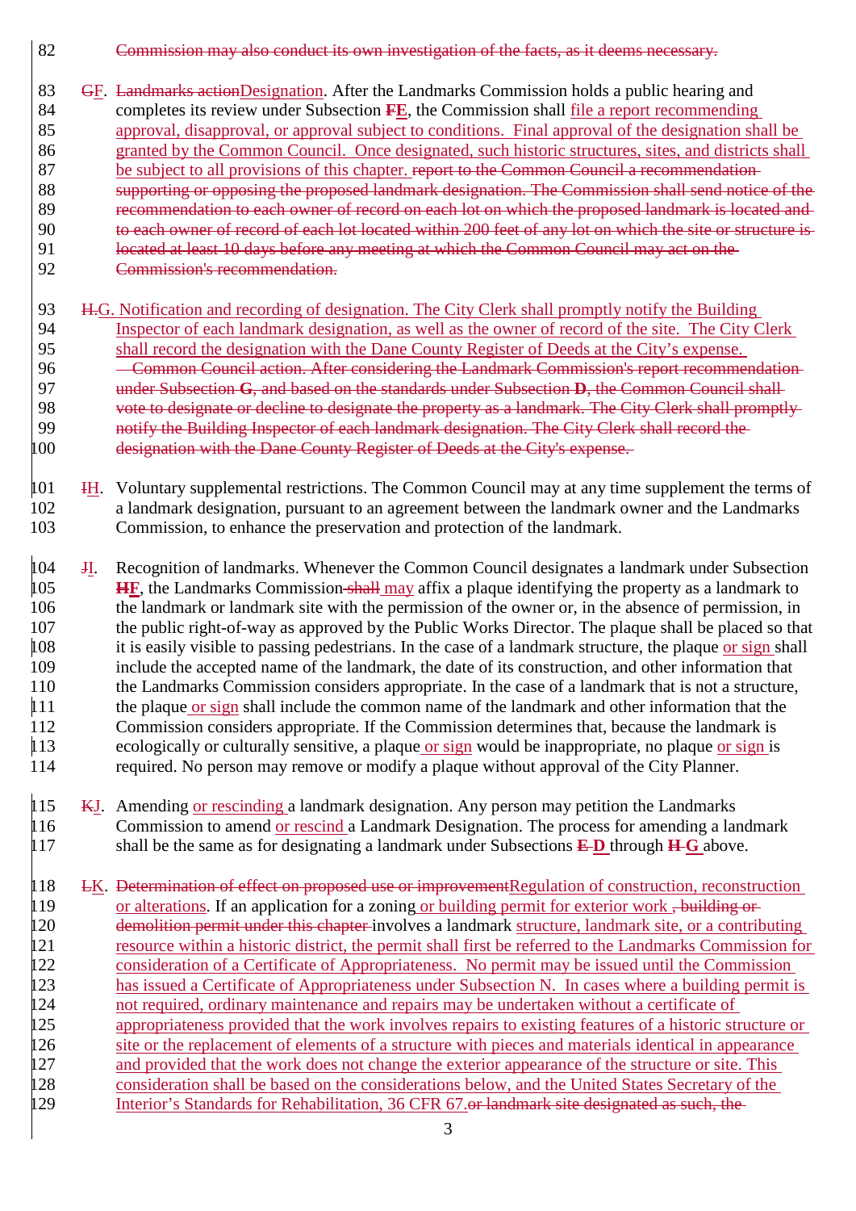82 ~~Commission may also conduct its own investigation of the facts, as it deems necessary.~~

83 ~~G~~F. ~~Landmarks action~~Designation. After the Landmarks Commission holds a public hearing and
84 completes its review under Subsection ~~F~~**E**, the Commission shall file a report recommending
85 approval, disapproval, or approval subject to conditions. Final approval of the designation shall be
86 granted by the Common Council. Once designated, such historic structures, sites, and districts shall
87 be subject to all provisions of this chapter. ~~report to the Common Council a recommendation~~
88 ~~supporting or opposing the proposed landmark designation. The Commission shall send notice of the~~
89 ~~recommendation to each owner of record on each lot on which the proposed landmark is located and~~
90 ~~to each owner of record of each lot located within 200 feet of any lot on which the site or structure is~~
91 ~~located at least 10 days before any meeting at which the Common Council may act on the~~
92 ~~Commission's recommendation.~~

93 ~~H.~~G. Notification and recording of designation. The City Clerk shall promptly notify the Building
94 Inspector of each landmark designation, as well as the owner of record of the site. The City Clerk
95 shall record the designation with the Dane County Register of Deeds at the City's expense.
96 ~~Common Council action. After considering the Landmark Commission's report recommendation~~
97 ~~under Subsection **G**, and based on the standards under Subsection **D**, the Common Council shall~~
98 ~~vote to designate or decline to designate the property as a landmark. The City Clerk shall promptly~~
99 ~~notify the Building Inspector of each landmark designation. The City Clerk shall record the~~
100 ~~designation with the Dane County Register of Deeds at the City's expense.~~

101 ~~I~~H. Voluntary supplemental restrictions. The Common Council may at any time supplement the terms of
102 a landmark designation, pursuant to an agreement between the landmark owner and the Landmarks
103 Commission, to enhance the preservation and protection of the landmark.

104 ~~J~~I. Recognition of landmarks. Whenever the Common Council designates a landmark under Subsection
105 ~~H~~**F**, the Landmarks Commission ~~shall~~ may affix a plaque identifying the property as a landmark to
106 the landmark or landmark site with the permission of the owner or, in the absence of permission, in
107 the public right-of-way as approved by the Public Works Director. The plaque shall be placed so that
108 it is easily visible to passing pedestrians. In the case of a landmark structure, the plaque or sign shall
109 include the accepted name of the landmark, the date of its construction, and other information that
110 the Landmarks Commission considers appropriate. In the case of a landmark that is not a structure,
111 the plaque or sign shall include the common name of the landmark and other information that the
112 Commission considers appropriate. If the Commission determines that, because the landmark is
113 ecologically or culturally sensitive, a plaque or sign would be inappropriate, no plaque or sign is
114 required. No person may remove or modify a plaque without approval of the City Planner.

115 ~~K~~J. Amending or rescinding a landmark designation. Any person may petition the Landmarks
116 Commission to amend or rescind a Landmark Designation. The process for amending a landmark
117 shall be the same as for designating a landmark under Subsections ~~E~~ **D** through ~~H~~ **G** above.

118 ~~L~~K. ~~Determination of effect on proposed use or improvement~~Regulation of construction, reconstruction
119 or alterations. If an application for a zoning or building permit for exterior work ~~, building or~~
120 ~~demolition permit under this chapter~~ involves a landmark structure, landmark site, or a contributing
121 resource within a historic district, the permit shall first be referred to the Landmarks Commission for
122 consideration of a Certificate of Appropriateness. No permit may be issued until the Commission
123 has issued a Certificate of Appropriateness under Subsection N. In cases where a building permit is
124 not required, ordinary maintenance and repairs may be undertaken without a certificate of
125 appropriateness provided that the work involves repairs to existing features of a historic structure or
126 site or the replacement of elements of a structure with pieces and materials identical in appearance
127 and provided that the work does not change the exterior appearance of the structure or site. This
128 consideration shall be based on the considerations below, and the United States Secretary of the
129 Interior's Standards for Rehabilitation, 36 CFR 67.~~or landmark site designated as such, the~~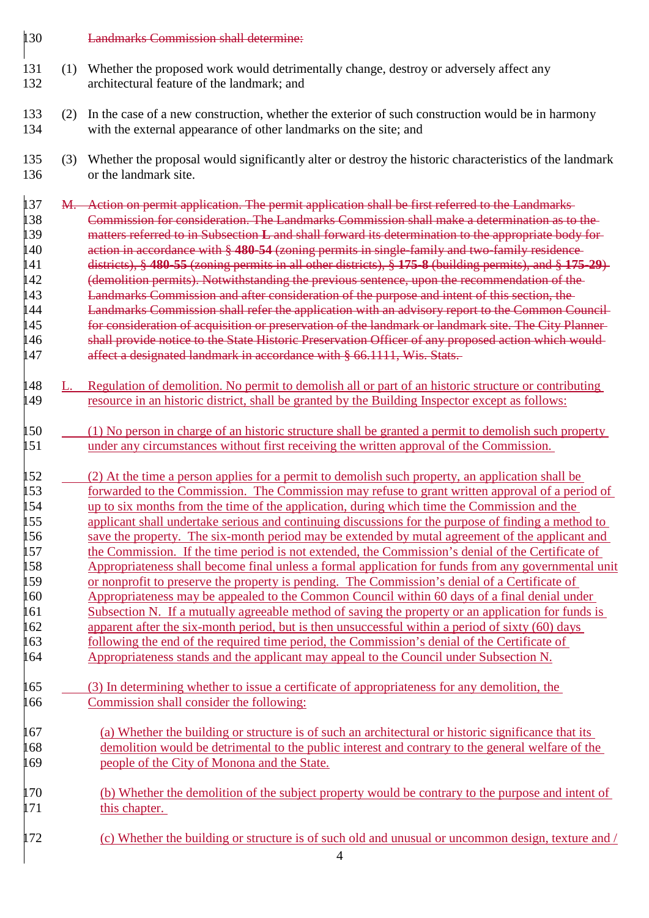130 ~~Landmarks Commission shall determine:~~

131 (1) Whether the proposed work would detrimentally change, destroy or adversely affect any
132 architectural feature of the landmark; and

133 (2) In the case of a new construction, whether the exterior of such construction would be in harmony
134 with the external appearance of other landmarks on the site; and

135 (3) Whether the proposal would significantly alter or destroy the historic characteristics of the landmark
136 or the landmark site.

137 ~~M. Action on permit application. The permit application shall be first referred to the Landmarks~~
138 ~~Commission for consideration. The Landmarks Commission shall make a determination as to the~~
139 ~~matters referred to in Subsection **L** and shall forward its determination to the appropriate body for~~
140 ~~action in accordance with § **480-54** (zoning permits in single-family and two-family residence~~
141 ~~districts), § **480-55** (zoning permits in all other districts), § **175-8** (building permits), and § **175-29**)~~
142 ~~(demolition permits). Notwithstanding the previous sentence, upon the recommendation of the~~
143 ~~Landmarks Commission and after consideration of the purpose and intent of this section, the~~
144 ~~Landmarks Commission shall refer the application with an advisory report to the Common Council~~
145 ~~for consideration of acquisition or preservation of the landmark or landmark site. The City Planner~~
146 ~~shall provide notice to the State Historic Preservation Officer of any proposed action which would~~
147 ~~affect a designated landmark in accordance with § 66.1111, Wis. Stats.~~

148 L. Regulation of demolition. No permit to demolish all or part of an historic structure or contributing
149 resource in an historic district, shall be granted by the Building Inspector except as follows:

150 (1) No person in charge of an historic structure shall be granted a permit to demolish such property
151 under any circumstances without first receiving the written approval of the Commission.

152 (2) At the time a person applies for a permit to demolish such property, an application shall be
153 forwarded to the Commission. The Commission may refuse to grant written approval of a period of
154 up to six months from the time of the application, during which time the Commission and the
155 applicant shall undertake serious and continuing discussions for the purpose of finding a method to
156 save the property. The six-month period may be extended by mutal agreement of the applicant and
157 the Commission. If the time period is not extended, the Commission's denial of the Certificate of
158 Appropriateness shall become final unless a formal application for funds from any governmental unit
159 or nonprofit to preserve the property is pending. The Commission's denial of a Certificate of
160 Appropriateness may be appealed to the Common Council within 60 days of a final denial under
161 Subsection N. If a mutually agreeable method of saving the property or an application for funds is
162 apparent after the six-month period, but is then unsuccessful within a period of sixty (60) days
163 following the end of the required time period, the Commission's denial of the Certificate of
164 Appropriateness stands and the applicant may appeal to the Council under Subsection N.

165 (3) In determining whether to issue a certificate of appropriateness for any demolition, the
166 Commission shall consider the following:

167 (a) Whether the building or structure is of such an architectural or historic significance that its
168 demolition would be detrimental to the public interest and contrary to the general welfare of the
169 people of the City of Monona and the State.

170 (b) Whether the demolition of the subject property would be contrary to the purpose and intent of
171 this chapter.

172 (c) Whether the building or structure is of such old and unusual or uncommon design, texture and /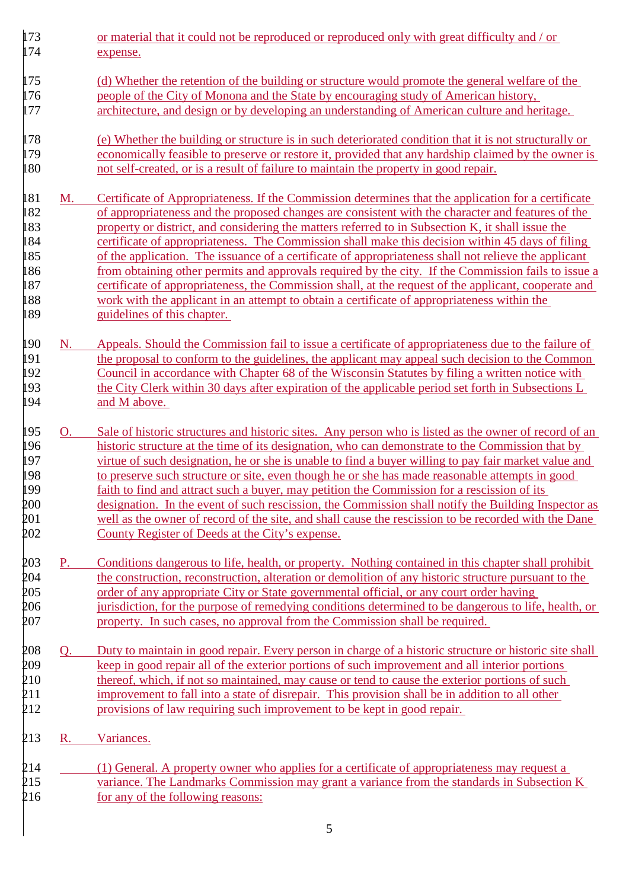or material that it could not be reproduced or reproduced only with great difficulty and / or expense.

(d) Whether the retention of the building or structure would promote the general welfare of the people of the City of Monona and the State by encouraging study of American history, architecture, and design or by developing an understanding of American culture and heritage.

(e) Whether the building or structure is in such deteriorated condition that it is not structurally or economically feasible to preserve or restore it, provided that any hardship claimed by the owner is not self-created, or is a result of failure to maintain the property in good repair.

M. Certificate of Appropriateness. If the Commission determines that the application for a certificate of appropriateness and the proposed changes are consistent with the character and features of the property or district, and considering the matters referred to in Subsection K, it shall issue the certificate of appropriateness. The Commission shall make this decision within 45 days of filing of the application. The issuance of a certificate of appropriateness shall not relieve the applicant from obtaining other permits and approvals required by the city. If the Commission fails to issue a certificate of appropriateness, the Commission shall, at the request of the applicant, cooperate and work with the applicant in an attempt to obtain a certificate of appropriateness within the guidelines of this chapter.

N. Appeals. Should the Commission fail to issue a certificate of appropriateness due to the failure of the proposal to conform to the guidelines, the applicant may appeal such decision to the Common Council in accordance with Chapter 68 of the Wisconsin Statutes by filing a written notice with the City Clerk within 30 days after expiration of the applicable period set forth in Subsections L and M above.

O. Sale of historic structures and historic sites. Any person who is listed as the owner of record of an historic structure at the time of its designation, who can demonstrate to the Commission that by virtue of such designation, he or she is unable to find a buyer willing to pay fair market value and to preserve such structure or site, even though he or she has made reasonable attempts in good faith to find and attract such a buyer, may petition the Commission for a rescission of its designation. In the event of such rescission, the Commission shall notify the Building Inspector as well as the owner of record of the site, and shall cause the rescission to be recorded with the Dane County Register of Deeds at the City's expense.

P. Conditions dangerous to life, health, or property. Nothing contained in this chapter shall prohibit the construction, reconstruction, alteration or demolition of any historic structure pursuant to the order of any appropriate City or State governmental official, or any court order having jurisdiction, for the purpose of remedying conditions determined to be dangerous to life, health, or property. In such cases, no approval from the Commission shall be required.

Q. Duty to maintain in good repair. Every person in charge of a historic structure or historic site shall keep in good repair all of the exterior portions of such improvement and all interior portions thereof, which, if not so maintained, may cause or tend to cause the exterior portions of such improvement to fall into a state of disrepair. This provision shall be in addition to all other provisions of law requiring such improvement to be kept in good repair.

R. Variances.

(1) General. A property owner who applies for a certificate of appropriateness may request a variance. The Landmarks Commission may grant a variance from the standards in Subsection K for any of the following reasons: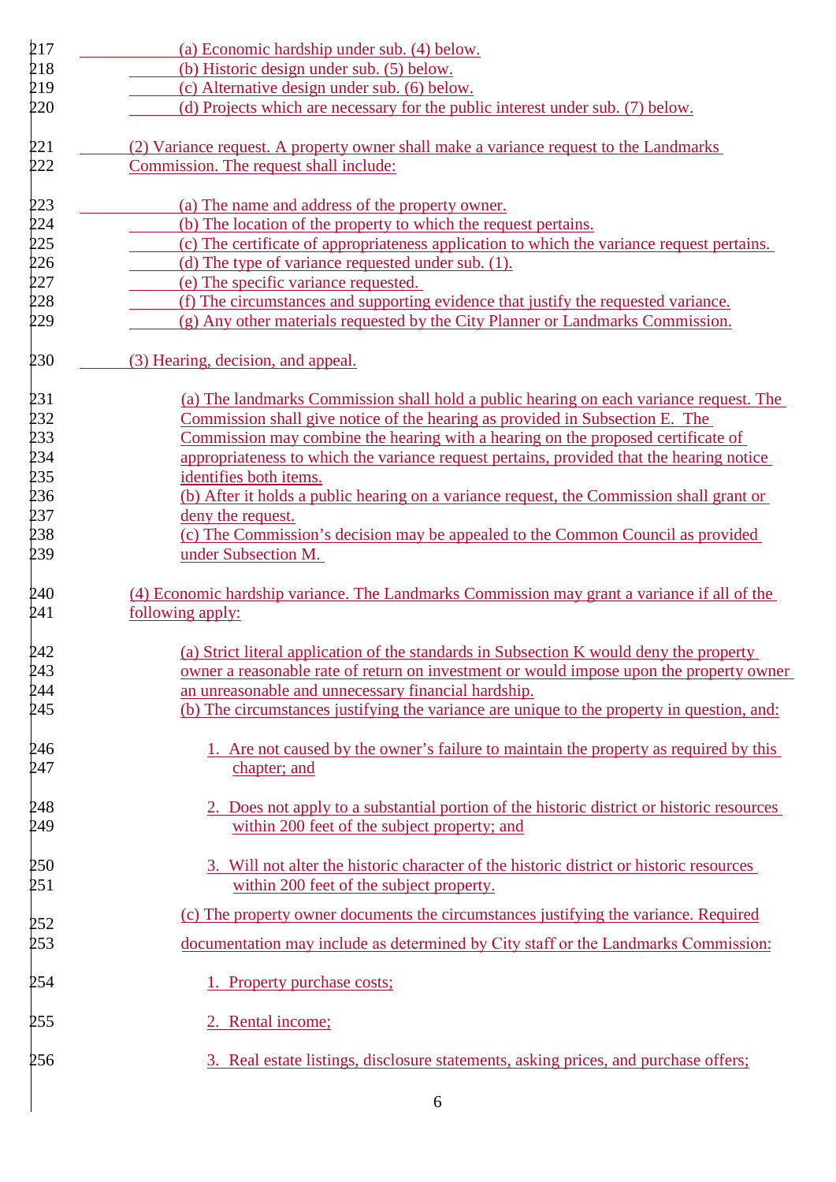(a) Economic hardship under sub. (4) below.
(b) Historic design under sub. (5) below.
(c) Alternative design under sub. (6) below.
(d) Projects which are necessary for the public interest under sub. (7) below.

(2) Variance request. A property owner shall make a variance request to the Landmarks Commission. The request shall include:

(a) The name and address of the property owner.
(b) The location of the property to which the request pertains.
(c) The certificate of appropriateness application to which the variance request pertains.
(d) The type of variance requested under sub. (1).
(e) The specific variance requested.
(f) The circumstances and supporting evidence that justify the requested variance.
(g) Any other materials requested by the City Planner or Landmarks Commission.

(3) Hearing, decision, and appeal.

(a) The landmarks Commission shall hold a public hearing on each variance request. The Commission shall give notice of the hearing as provided in Subsection E. The Commission may combine the hearing with a hearing on the proposed certificate of appropriateness to which the variance request pertains, provided that the hearing notice identifies both items.
(b) After it holds a public hearing on a variance request, the Commission shall grant or deny the request.
(c) The Commission's decision may be appealed to the Common Council as provided under Subsection M.

(4) Economic hardship variance. The Landmarks Commission may grant a variance if all of the following apply:

(a) Strict literal application of the standards in Subsection K would deny the property owner a reasonable rate of return on investment or would impose upon the property owner an unreasonable and unnecessary financial hardship.
(b) The circumstances justifying the variance are unique to the property in question, and:

1. Are not caused by the owner's failure to maintain the property as required by this chapter; and

2. Does not apply to a substantial portion of the historic district or historic resources within 200 feet of the subject property; and

3. Will not alter the historic character of the historic district or historic resources within 200 feet of the subject property.

(c) The property owner documents the circumstances justifying the variance. Required documentation may include as determined by City staff or the Landmarks Commission:

1. Property purchase costs;

2. Rental income;

3. Real estate listings, disclosure statements, asking prices, and purchase offers;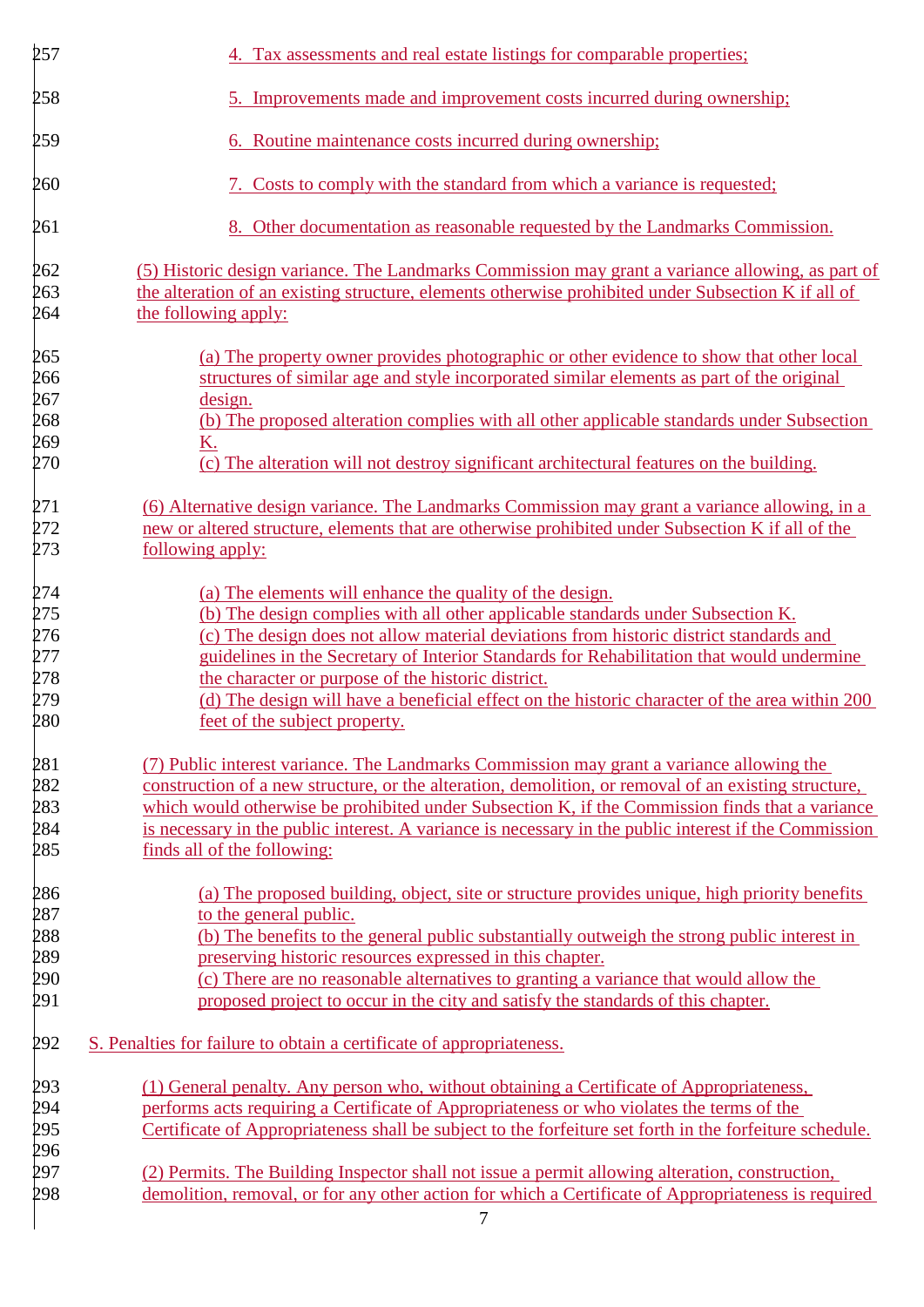4. Tax assessments and real estate listings for comparable properties;

5. Improvements made and improvement costs incurred during ownership;

6. Routine maintenance costs incurred during ownership;

7. Costs to comply with the standard from which a variance is requested;

8. Other documentation as reasonable requested by the Landmarks Commission.

(5) Historic design variance. The Landmarks Commission may grant a variance allowing, as part of the alteration of an existing structure, elements otherwise prohibited under Subsection K if all of the following apply:

(a) The property owner provides photographic or other evidence to show that other local structures of similar age and style incorporated similar elements as part of the original design.
(b) The proposed alteration complies with all other applicable standards under Subsection K.
(c) The alteration will not destroy significant architectural features on the building.

(6) Alternative design variance. The Landmarks Commission may grant a variance allowing, in a new or altered structure, elements that are otherwise prohibited under Subsection K if all of the following apply:

(a) The elements will enhance the quality of the design.
(b) The design complies with all other applicable standards under Subsection K.
(c) The design does not allow material deviations from historic district standards and guidelines in the Secretary of Interior Standards for Rehabilitation that would undermine the character or purpose of the historic district.
(d) The design will have a beneficial effect on the historic character of the area within 200 feet of the subject property.

(7) Public interest variance. The Landmarks Commission may grant a variance allowing the construction of a new structure, or the alteration, demolition, or removal of an existing structure, which would otherwise be prohibited under Subsection K, if the Commission finds that a variance is necessary in the public interest. A variance is necessary in the public interest if the Commission finds all of the following:

(a) The proposed building, object, site or structure provides unique, high priority benefits to the general public.
(b) The benefits to the general public substantially outweigh the strong public interest in preserving historic resources expressed in this chapter.
(c) There are no reasonable alternatives to granting a variance that would allow the proposed project to occur in the city and satisfy the standards of this chapter.

S. Penalties for failure to obtain a certificate of appropriateness.

(1) General penalty. Any person who, without obtaining a Certificate of Appropriateness, performs acts requiring a Certificate of Appropriateness or who violates the terms of the Certificate of Appropriateness shall be subject to the forfeiture set forth in the forfeiture schedule.

(2) Permits. The Building Inspector shall not issue a permit allowing alteration, construction, demolition, removal, or for any other action for which a Certificate of Appropriateness is required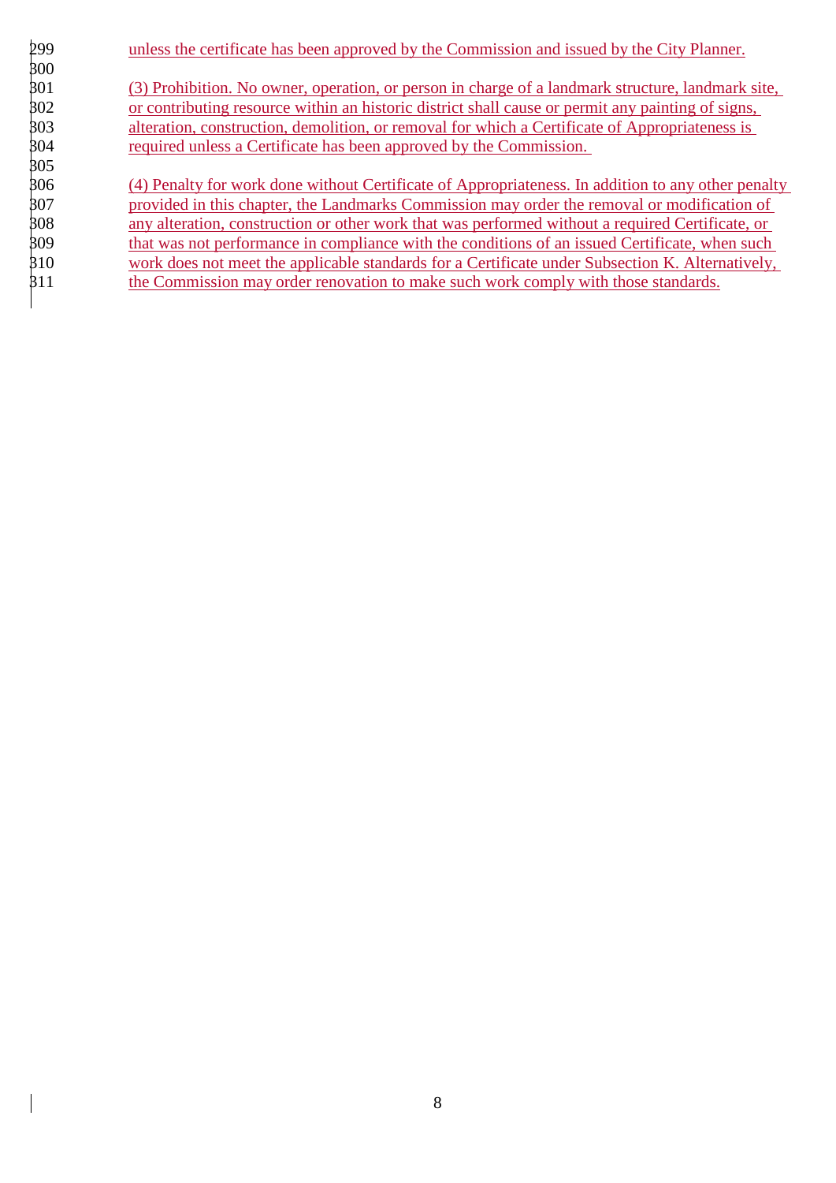unless the certificate has been approved by the Commission and issued by the City Planner.

(3) Prohibition. No owner, operation, or person in charge of a landmark structure, landmark site, or contributing resource within an historic district shall cause or permit any painting of signs, alteration, construction, demolition, or removal for which a Certificate of Appropriateness is required unless a Certificate has been approved by the Commission.

(4) Penalty for work done without Certificate of Appropriateness. In addition to any other penalty provided in this chapter, the Landmarks Commission may order the removal or modification of any alteration, construction or other work that was performed without a required Certificate, or that was not performance in compliance with the conditions of an issued Certificate, when such work does not meet the applicable standards for a Certificate under Subsection K. Alternatively, the Commission may order renovation to make such work comply with those standards.